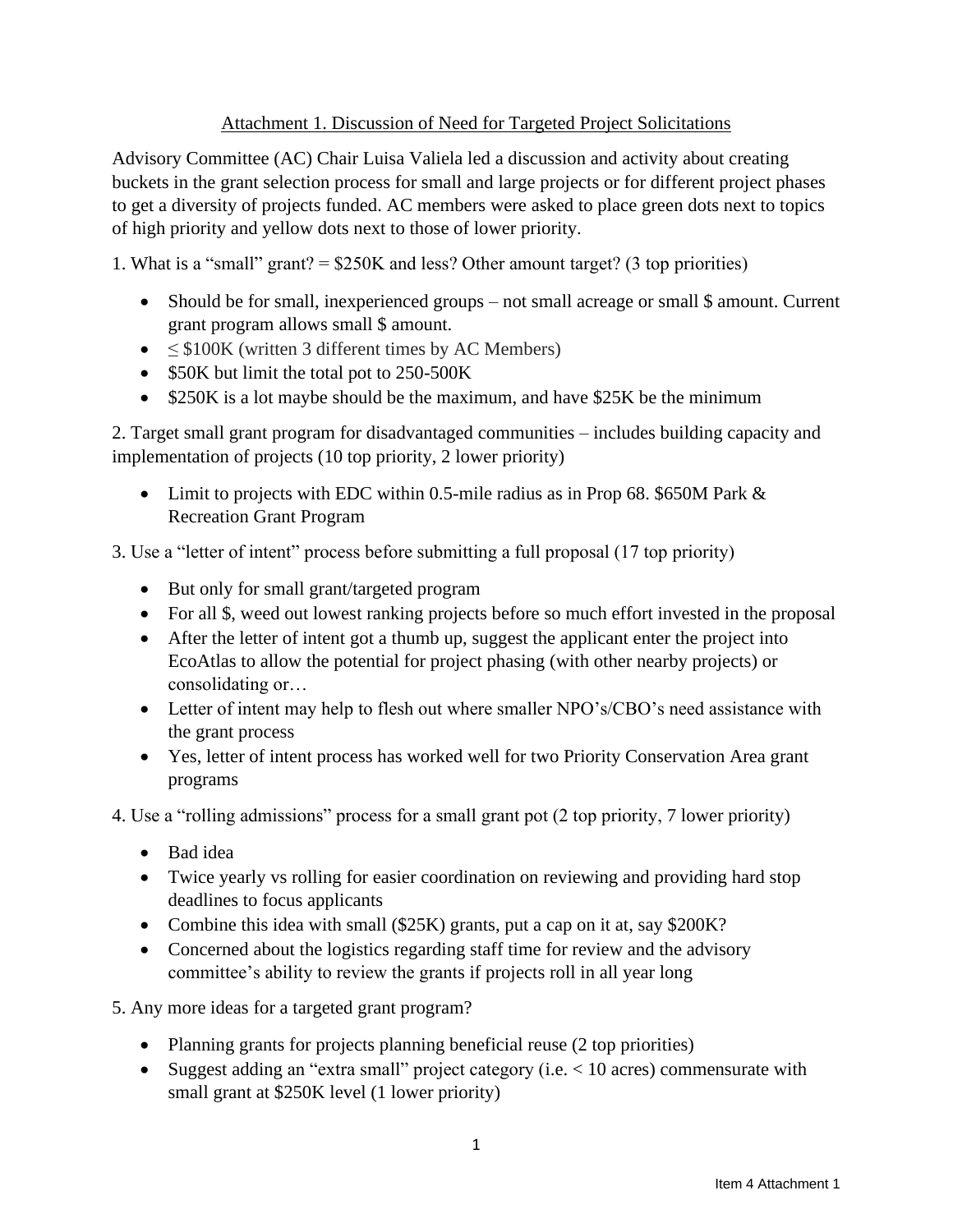## Attachment 1. Discussion of Need for Targeted Project Solicitations

Advisory Committee (AC) Chair Luisa Valiela led a discussion and activity about creating buckets in the grant selection process for small and large projects or for different project phases to get a diversity of projects funded. AC members were asked to place green dots next to topics of high priority and yellow dots next to those of lower priority.

1. What is a "small" grant? = $250K and less? Other amount target? (3 top priorities)

- Should be for small, inexperienced groups – not small acreage or small $ amount. Current grant program allows small $ amount.
- ≤ $100K (written 3 different times by AC Members)
- $50K but limit the total pot to 250-500K
- $250K is a lot maybe should be the maximum, and have $25K be the minimum

2. Target small grant program for disadvantaged communities – includes building capacity and implementation of projects (10 top priority, 2 lower priority)

- Limit to projects with EDC within 0.5-mile radius as in Prop 68. $650M Park & Recreation Grant Program

3. Use a "letter of intent" process before submitting a full proposal (17 top priority)

- But only for small grant/targeted program
- For all $, weed out lowest ranking projects before so much effort invested in the proposal
- After the letter of intent got a thumb up, suggest the applicant enter the project into EcoAtlas to allow the potential for project phasing (with other nearby projects) or consolidating or…
- Letter of intent may help to flesh out where smaller NPO's/CBO's need assistance with the grant process
- Yes, letter of intent process has worked well for two Priority Conservation Area grant programs

4. Use a "rolling admissions" process for a small grant pot (2 top priority, 7 lower priority)

- Bad idea
- Twice yearly vs rolling for easier coordination on reviewing and providing hard stop deadlines to focus applicants
- Combine this idea with small ($25K) grants, put a cap on it at, say $200K?
- Concerned about the logistics regarding staff time for review and the advisory committee's ability to review the grants if projects roll in all year long

5. Any more ideas for a targeted grant program?

- Planning grants for projects planning beneficial reuse (2 top priorities)
- Suggest adding an "extra small" project category (i.e. < 10 acres) commensurate with small grant at $250K level (1 lower priority)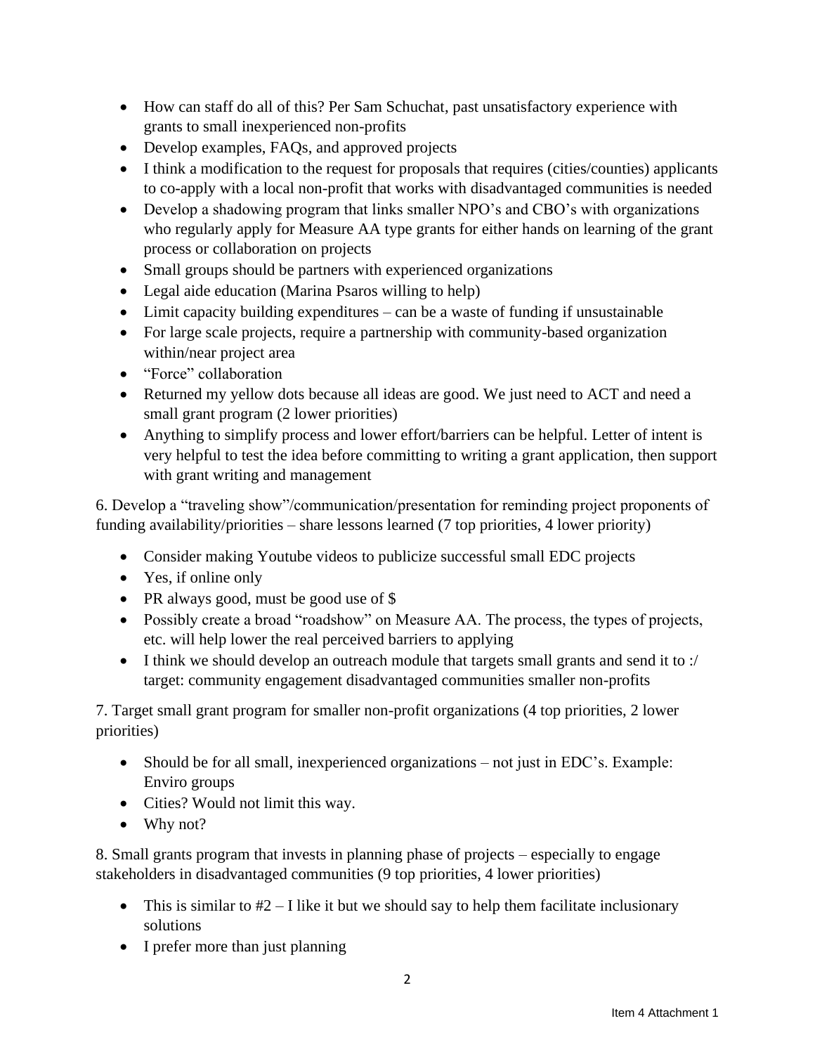- How can staff do all of this? Per Sam Schuchat, past unsatisfactory experience with grants to small inexperienced non-profits
- Develop examples, FAQs, and approved projects
- I think a modification to the request for proposals that requires (cities/counties) applicants to co-apply with a local non-profit that works with disadvantaged communities is needed
- Develop a shadowing program that links smaller NPO's and CBO's with organizations who regularly apply for Measure AA type grants for either hands on learning of the grant process or collaboration on projects
- Small groups should be partners with experienced organizations
- Legal aide education (Marina Psaros willing to help)
- Limit capacity building expenditures – can be a waste of funding if unsustainable
- For large scale projects, require a partnership with community-based organization within/near project area
- "Force" collaboration
- Returned my yellow dots because all ideas are good. We just need to ACT and need a small grant program (2 lower priorities)
- Anything to simplify process and lower effort/barriers can be helpful. Letter of intent is very helpful to test the idea before committing to writing a grant application, then support with grant writing and management

6. Develop a "traveling show"/communication/presentation for reminding project proponents of funding availability/priorities – share lessons learned (7 top priorities, 4 lower priority)

- Consider making Youtube videos to publicize successful small EDC projects
- Yes, if online only
- PR always good, must be good use of $
- Possibly create a broad "roadshow" on Measure AA. The process, the types of projects, etc. will help lower the real perceived barriers to applying
- I think we should develop an outreach module that targets small grants and send it to :/ target: community engagement disadvantaged communities smaller non-profits

7. Target small grant program for smaller non-profit organizations (4 top priorities, 2 lower priorities)

- Should be for all small, inexperienced organizations – not just in EDC's. Example: Enviro groups
- Cities? Would not limit this way.
- Why not?

8. Small grants program that invests in planning phase of projects – especially to engage stakeholders in disadvantaged communities (9 top priorities, 4 lower priorities)

- This is similar to #2 – I like it but we should say to help them facilitate inclusionary solutions
- I prefer more than just planning

Item 4 Attachment 1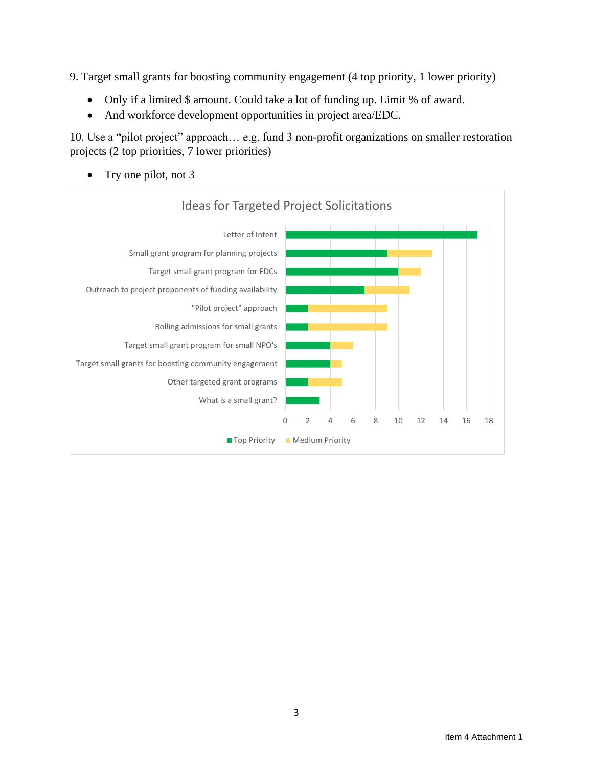9. Target small grants for boosting community engagement (4 top priority, 1 lower priority)

- Only if a limited $ amount. Could take a lot of funding up. Limit % of award.
- And workforce development opportunities in project area/EDC.

10. Use a "pilot project" approach… e.g. fund 3 non-profit organizations on smaller restoration projects (2 top priorities, 7 lower priorities)

- Try one pilot, not 3

Ideas for Targeted Project Solicitations

Letter of Intent

Small grant program for planning projects

Target small grant program for EDCs

Outreach to project proponents of funding availability

"Pilot project" approach

Rolling admissions for small grants

Target small grant program for small NPO's

Target small grants for boosting community engagement

Other targeted grant programs

What is a small grant?

0 2 4 6 8 10 12 14 16 18

Top Priority Medium Priority

Item 4 Attachment 1